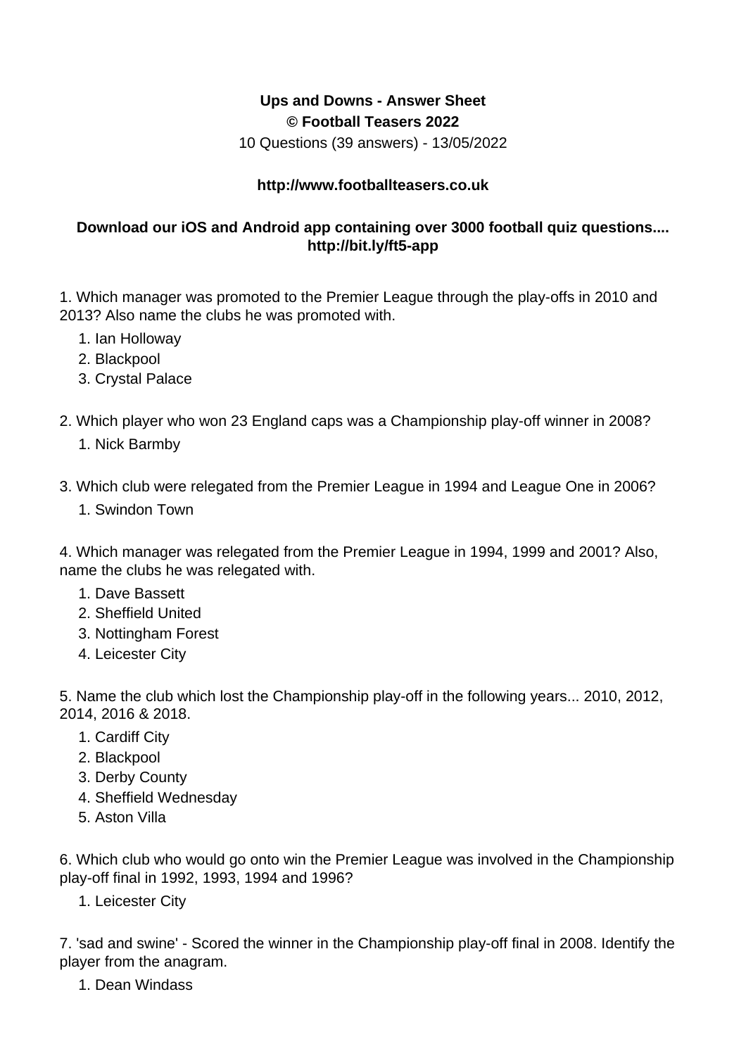**Ups and Downs - Answer Sheet**
**© Football Teasers 2022**
10 Questions (39 answers) - 13/05/2022

**http://www.footballteasers.co.uk**

**Download our iOS and Android app containing over 3000 football quiz questions.... http://bit.ly/ft5-app**

1. Which manager was promoted to the Premier League through the play-offs in 2010 and 2013? Also name the clubs he was promoted with.
    1. Ian Holloway
    2. Blackpool
    3. Crystal Palace

2. Which player who won 23 England caps was a Championship play-off winner in 2008?
    1. Nick Barmby

3. Which club were relegated from the Premier League in 1994 and League One in 2006?
    1. Swindon Town

4. Which manager was relegated from the Premier League in 1994, 1999 and 2001? Also, name the clubs he was relegated with.
    1. Dave Bassett
    2. Sheffield United
    3. Nottingham Forest
    4. Leicester City

5. Name the club which lost the Championship play-off in the following years... 2010, 2012, 2014, 2016 & 2018.
    1. Cardiff City
    2. Blackpool
    3. Derby County
    4. Sheffield Wednesday
    5. Aston Villa

6. Which club who would go onto win the Premier League was involved in the Championship play-off final in 1992, 1993, 1994 and 1996?
    1. Leicester City

7. 'sad and swine' - Scored the winner in the Championship play-off final in 2008. Identify the player from the anagram.
    1. Dean Windass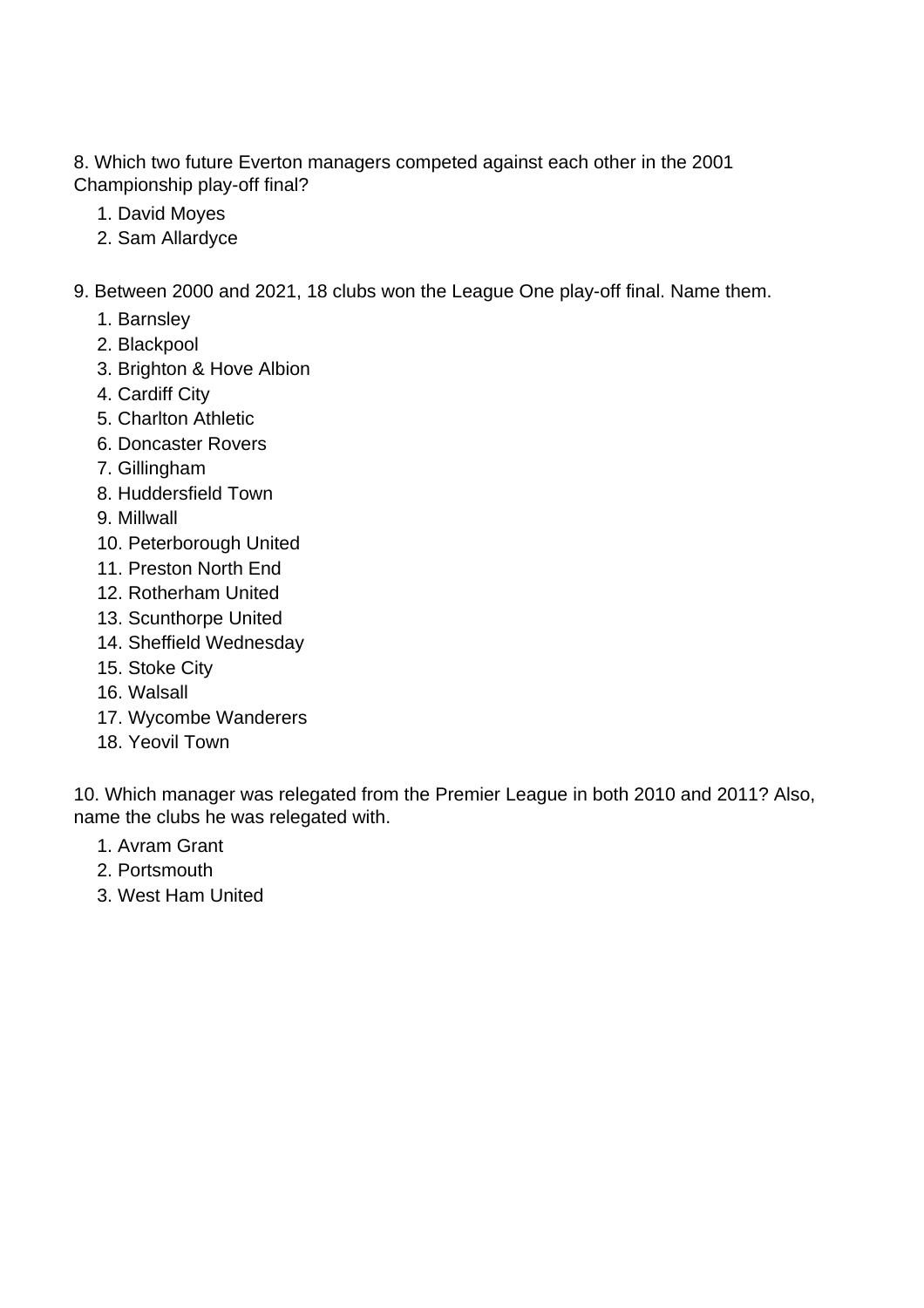8. Which two future Everton managers competed against each other in the 2001 Championship play-off final?

1. David Moyes
2. Sam Allardyce

9. Between 2000 and 2021, 18 clubs won the League One play-off final. Name them.

1. Barnsley
2. Blackpool
3. Brighton & Hove Albion
4. Cardiff City
5. Charlton Athletic
6. Doncaster Rovers
7. Gillingham
8. Huddersfield Town
9. Millwall
10. Peterborough United
11. Preston North End
12. Rotherham United
13. Scunthorpe United
14. Sheffield Wednesday
15. Stoke City
16. Walsall
17. Wycombe Wanderers
18. Yeovil Town

10. Which manager was relegated from the Premier League in both 2010 and 2011? Also, name the clubs he was relegated with.

1. Avram Grant
2. Portsmouth
3. West Ham United